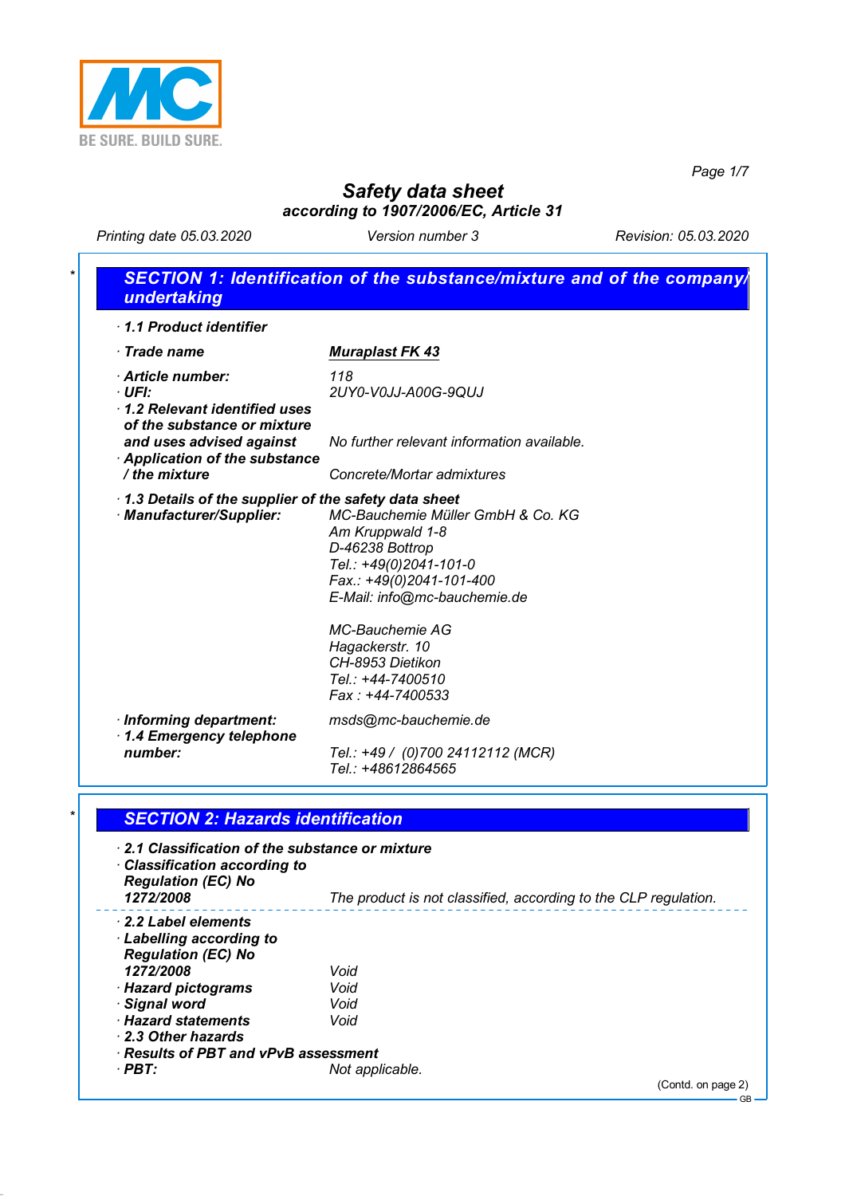BE SURE. BUILD SURE.

# Safety data sheet

**according to 1907/2006/EC, Article 31**

Printing date 05.03.2020 — Version number 3 — Revision: 05.03.2020

## SECTION 1: Identification of the substance/mixture and of the company/undertaking

· **1.1 Product identifier**

· **Trade name** — **Muraplast FK 43**

· **Article number:** 118
· **UFI:** 2UY0-V0JJ-A00G-9QUJ
· **1.2 Relevant identified uses of the substance or mixture and uses advised against** — No further relevant information available.
· **Application of the substance / the mixture** — Concrete/Mortar admixtures

· **1.3 Details of the supplier of the safety data sheet**
· **Manufacturer/Supplier:**

MC-Bauchemie Müller GmbH & Co. KG
Am Kruppwald 1-8
D-46238 Bottrop
Tel.: +49(0)2041-101-0
Fax.: +49(0)2041-101-400
E-Mail: info@mc-bauchemie.de

MC-Bauchemie AG
Hagackerstr. 10
CH-8953 Dietikon
Tel.: +44-7400510
Fax : +44-7400533

· **Informing department:** msds@mc-bauchemie.de
· **1.4 Emergency telephone number:** Tel.: +49 / (0)700 24112112 (MCR)
Tel.: +48612864565

## SECTION 2: Hazards identification

· **2.1 Classification of the substance or mixture**
· **Classification according to Regulation (EC) No 1272/2008** — The product is not classified, according to the CLP regulation.

· **2.2 Label elements**
· **Labelling according to Regulation (EC) No 1272/2008** — Void
· **Hazard pictograms** — Void
· **Signal word** — Void
· **Hazard statements** — Void
· **2.3 Other hazards**
· **Results of PBT and vPvB assessment**
· **PBT:** Not applicable.

(Contd. on page 2)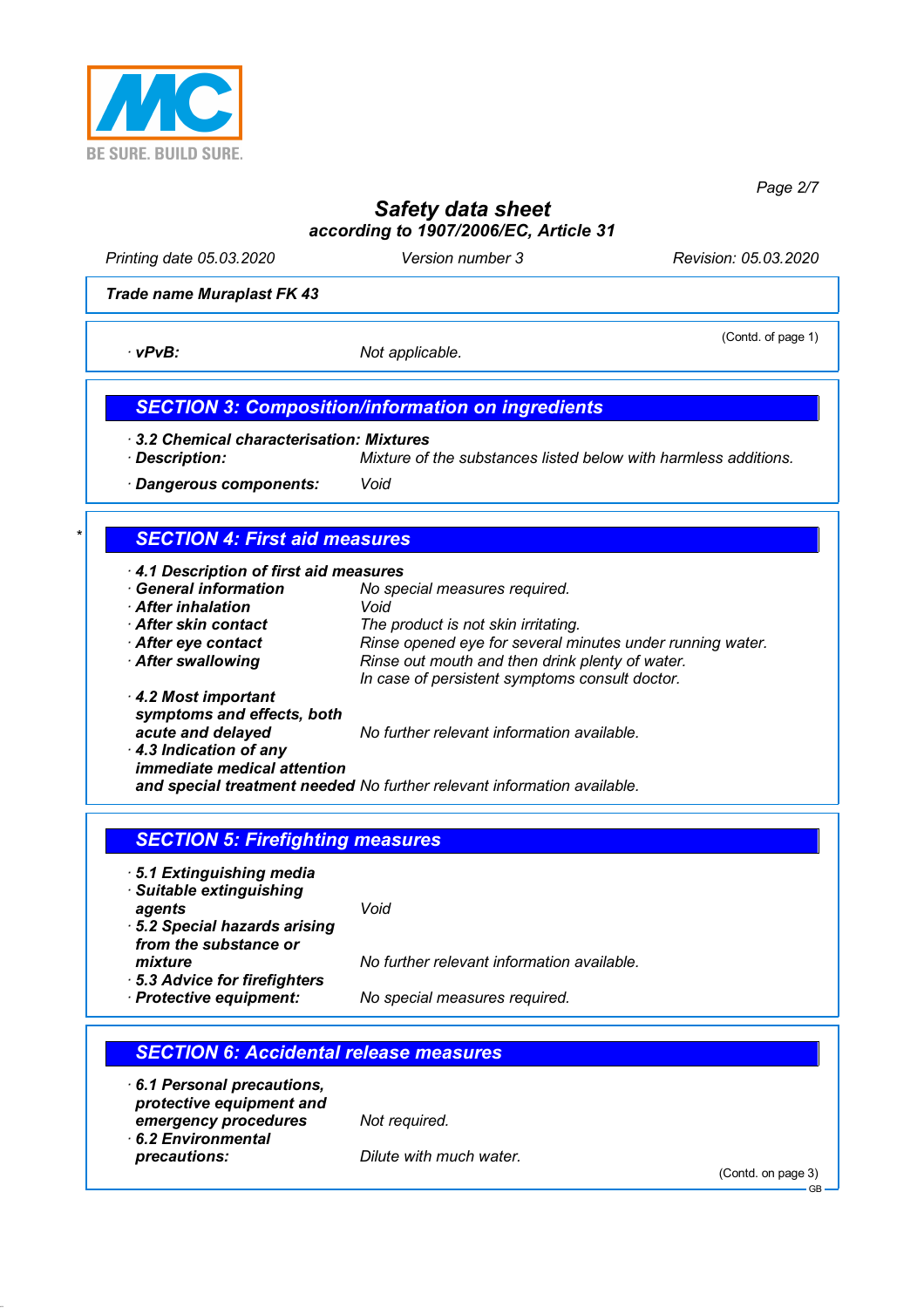**Safety data sheet**
**according to 1907/2006/EC, Article 31**

Printing date 05.03.2020 | Version number 3 | Revision: 05.03.2020

**Trade name Muraplast FK 43**

(Contd. of page 1)

· **vPvB:** Not applicable.

## SECTION 3: Composition/information on ingredients

· **3.2 Chemical characterisation: Mixtures**
· **Description:** Mixture of the substances listed below with harmless additions.

· **Dangerous components:** Void

## SECTION 4: First aid measures

· **4.1 Description of first aid measures**
· **General information** No special measures required.
· **After inhalation** Void
· **After skin contact** The product is not skin irritating.
· **After eye contact** Rinse opened eye for several minutes under running water.
· **After swallowing** Rinse out mouth and then drink plenty of water.
In case of persistent symptoms consult doctor.
· **4.2 Most important symptoms and effects, both acute and delayed** No further relevant information available.
· **4.3 Indication of any immediate medical attention and special treatment needed** No further relevant information available.

## SECTION 5: Firefighting measures

· **5.1 Extinguishing media**
· **Suitable extinguishing agents** Void
· **5.2 Special hazards arising from the substance or mixture** No further relevant information available.
· **5.3 Advice for firefighters**
· **Protective equipment:** No special measures required.

## SECTION 6: Accidental release measures

· **6.1 Personal precautions, protective equipment and emergency procedures** Not required.
· **6.2 Environmental precautions:** Dilute with much water.

(Contd. on page 3)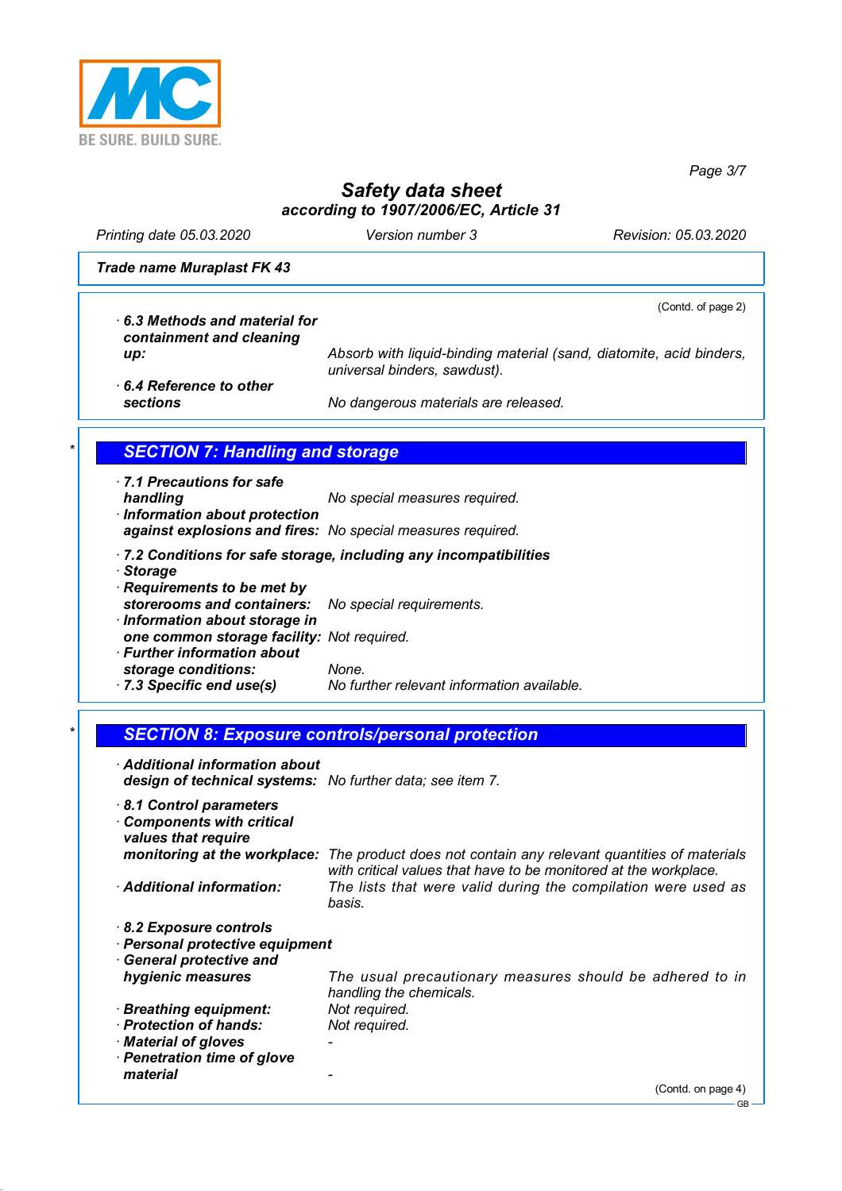**Trade name Muraplast FK 43**

(Contd. of page 2)

· **6.3 Methods and material for containment and cleaning up:** Absorb with liquid-binding material (sand, diatomite, acid binders, universal binders, sawdust).

· **6.4 Reference to other sections** No dangerous materials are released.

## * SECTION 7: Handling and storage

· **7.1 Precautions for safe handling** No special measures required.

· **Information about protection against explosions and fires:** No special measures required.

· **7.2 Conditions for safe storage, including any incompatibilities**

· **Storage**

· **Requirements to be met by storerooms and containers:** No special requirements.

· **Information about storage in one common storage facility:** Not required.

· **Further information about storage conditions:** None.

· **7.3 Specific end use(s)** No further relevant information available.

## * SECTION 8: Exposure controls/personal protection

· **Additional information about design of technical systems:** No further data; see item 7.

· **8.1 Control parameters**

· **Components with critical values that require monitoring at the workplace:** The product does not contain any relevant quantities of materials with critical values that have to be monitored at the workplace.

· **Additional information:** The lists that were valid during the compilation were used as basis.

· **8.2 Exposure controls**

· **Personal protective equipment**

· **General protective and hygienic measures** The usual precautionary measures should be adhered to in handling the chemicals.

· **Breathing equipment:** Not required.

· **Protection of hands:** Not required.

· **Material of gloves** -

· **Penetration time of glove material** -

(Contd. on page 4)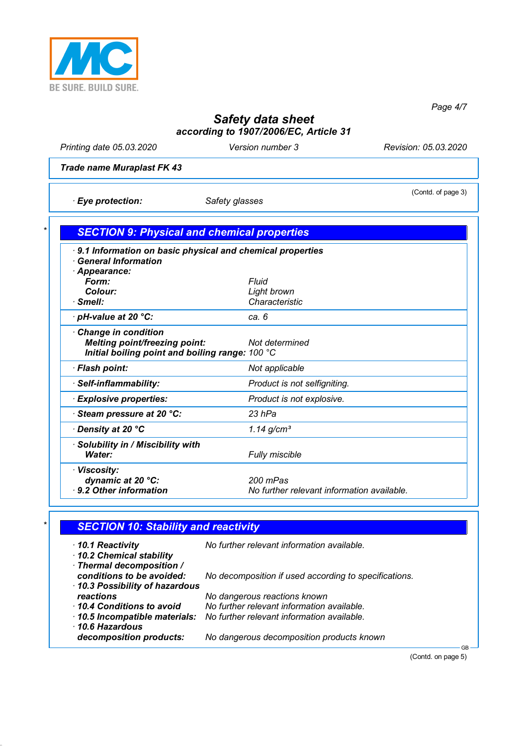**Safety data sheet**
**according to 1907/2006/EC, Article 31**

Printing date 05.03.2020 | Version number 3 | Revision: 05.03.2020

**Trade name Muraplast FK 43**

(Contd. of page 3)

· **Eye protection:** Safety glasses

## SECTION 9: Physical and chemical properties

· **9.1 Information on basic physical and chemical properties**
· **General Information**
· **Appearance:**

| | |
|---|---|
| **Form:** | Fluid |
| **Colour:** | Light brown |
| · **Smell:** | Characteristic |
| · **pH-value at 20 °C:** | ca. 6 |
| · **Change in condition** | |
| **Melting point/freezing point:** | Not determined |
| **Initial boiling point and boiling range:** | 100 °C |
| · **Flash point:** | Not applicable |
| · **Self-inflammability:** | Product is not selfigniting. |
| · **Explosive properties:** | Product is not explosive. |
| · **Steam pressure at 20 °C:** | 23 hPa |
| · **Density at 20 °C** | 1.14 g/cm³ |
| · **Solubility in / Miscibility with** | |
| **Water:** | Fully miscible |
| · **Viscosity:** | |
| **dynamic at 20 °C:** | 200 mPas |
| · **9.2 Other information** | No further relevant information available. |

## SECTION 10: Stability and reactivity

| | |
|---|---|
| · **10.1 Reactivity** | No further relevant information available. |
| · **10.2 Chemical stability** | |
| · **Thermal decomposition / conditions to be avoided:** | No decomposition if used according to specifications. |
| · **10.3 Possibility of hazardous reactions** | No dangerous reactions known |
| · **10.4 Conditions to avoid** | No further relevant information available. |
| · **10.5 Incompatible materials:** | No further relevant information available. |
| · **10.6 Hazardous decomposition products:** | No dangerous decomposition products known |

(Contd. on page 5)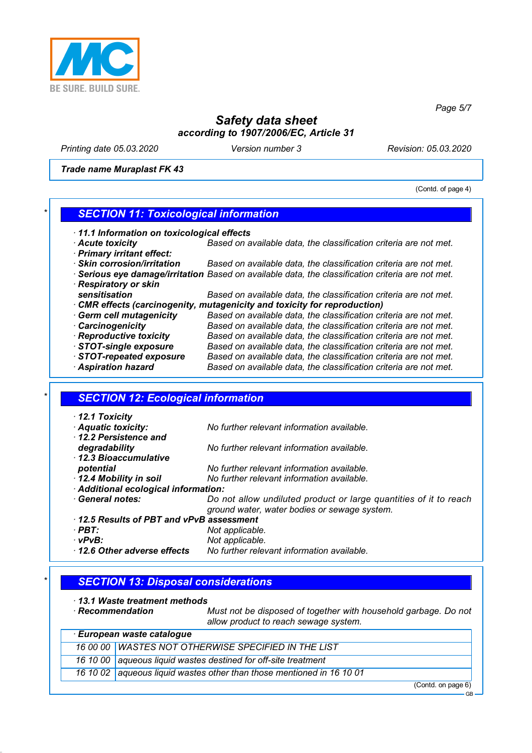**Safety data sheet**
**according to 1907/2006/EC, Article 31**

Printing date 05.03.2020 — Version number 3 — Revision: 05.03.2020

**Trade name Muraplast FK 43**

(Contd. of page 4)

## SECTION 11: Toxicological information

- **11.1 Information on toxicological effects**
- **Acute toxicity** Based on available data, the classification criteria are not met.
- **Primary irritant effect:**
- **Skin corrosion/irritation** Based on available data, the classification criteria are not met.
- **Serious eye damage/irritation** Based on available data, the classification criteria are not met.
- **Respiratory or skin sensitisation** Based on available data, the classification criteria are not met.
- **CMR effects (carcinogenity, mutagenicity and toxicity for reproduction)**
- **Germ cell mutagenicity** Based on available data, the classification criteria are not met.
- **Carcinogenicity** Based on available data, the classification criteria are not met.
- **Reproductive toxicity** Based on available data, the classification criteria are not met.
- **STOT-single exposure** Based on available data, the classification criteria are not met.
- **STOT-repeated exposure** Based on available data, the classification criteria are not met.
- **Aspiration hazard** Based on available data, the classification criteria are not met.

## SECTION 12: Ecological information

- **12.1 Toxicity**
- **Aquatic toxicity:** No further relevant information available.
- **12.2 Persistence and degradability** No further relevant information available.
- **12.3 Bioaccumulative potential** No further relevant information available.
- **12.4 Mobility in soil** No further relevant information available.
- **Additional ecological information:**
- **General notes:** Do not allow undiluted product or large quantities of it to reach ground water, water bodies or sewage system.
- **12.5 Results of PBT and vPvB assessment**
- **PBT:** Not applicable.
- **vPvB:** Not applicable.
- **12.6 Other adverse effects** No further relevant information available.

## SECTION 13: Disposal considerations

- **13.1 Waste treatment methods**
- **Recommendation** Must not be disposed of together with household garbage. Do not allow product to reach sewage system.

| **European waste catalogue** | |
|---|---|
| 16 00 00 | WASTES NOT OTHERWISE SPECIFIED IN THE LIST |
| 16 10 00 | aqueous liquid wastes destined for off-site treatment |
| 16 10 02 | aqueous liquid wastes other than those mentioned in 16 10 01 |

(Contd. on page 6)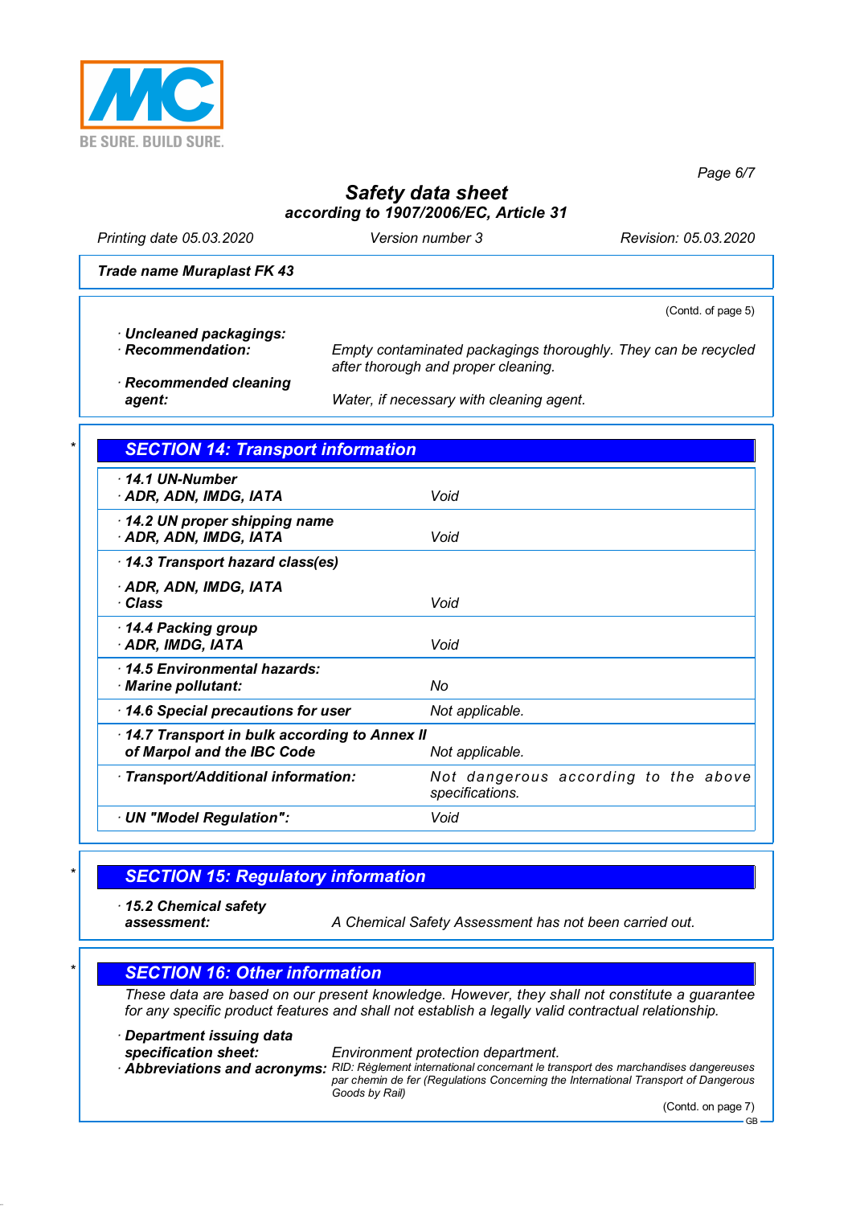**Trade name Muraplast FK 43**

(Contd. of page 5)

· **Uncleaned packagings:**
· **Recommendation:** *Empty contaminated packagings thoroughly. They can be recycled after thorough and proper cleaning.*
· **Recommended cleaning agent:** *Water, if necessary with cleaning agent.*

## SECTION 14: Transport information

| | |
|---|---|
| · **14.1 UN-Number**<br>· **ADR, ADN, IMDG, IATA** | *Void* |
| · **14.2 UN proper shipping name**<br>· **ADR, ADN, IMDG, IATA** | *Void* |
| · **14.3 Transport hazard class(es)**<br>· **ADR, ADN, IMDG, IATA**<br>· **Class** | *Void* |
| · **14.4 Packing group**<br>· **ADR, IMDG, IATA** | *Void* |
| · **14.5 Environmental hazards:**<br>· **Marine pollutant:** | *No* |
| · **14.6 Special precautions for user** | *Not applicable.* |
| · **14.7 Transport in bulk according to Annex II of Marpol and the IBC Code** | *Not applicable.* |
| · **Transport/Additional information:** | *Not dangerous according to the above specifications.* |
| · **UN "Model Regulation":** | *Void* |

## SECTION 15: Regulatory information

· **15.2 Chemical safety assessment:** *A Chemical Safety Assessment has not been carried out.*

## SECTION 16: Other information

*These data are based on our present knowledge. However, they shall not constitute a guarantee for any specific product features and shall not establish a legally valid contractual relationship.*

· **Department issuing data specification sheet:** *Environment protection department.*
· **Abbreviations and acronyms:** *RID: Règlement international concernant le transport des marchandises dangereuses par chemin de fer (Regulations Concerning the International Transport of Dangerous Goods by Rail)*

(Contd. on page 7)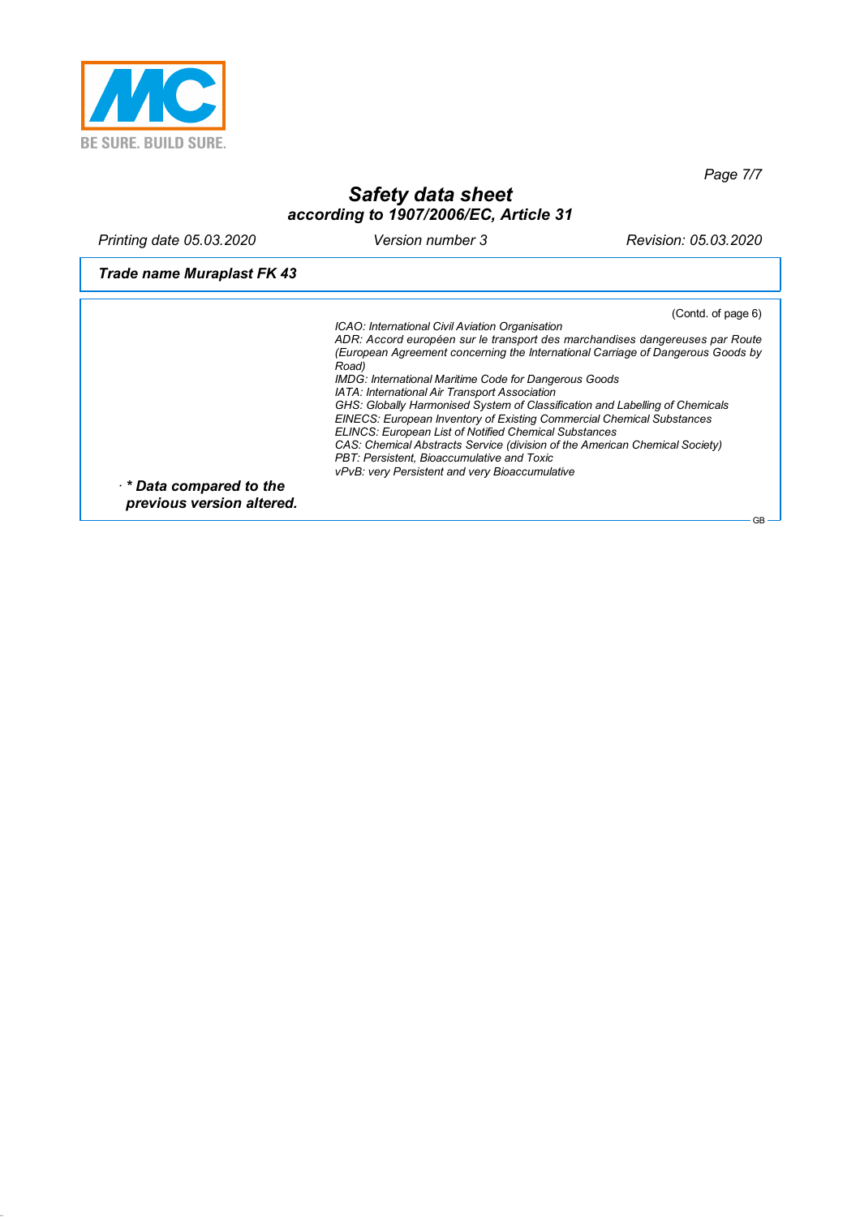(Contd. of page 6)

*ICAO: International Civil Aviation Organisation*
*ADR: Accord européen sur le transport des marchandises dangereuses par Route (European Agreement concerning the International Carriage of Dangerous Goods by Road)*
*IMDG: International Maritime Code for Dangerous Goods*
*IATA: International Air Transport Association*
*GHS: Globally Harmonised System of Classification and Labelling of Chemicals*
*EINECS: European Inventory of Existing Commercial Chemical Substances*
*ELINCS: European List of Notified Chemical Substances*
*CAS: Chemical Abstracts Service (division of the American Chemical Society)*
*PBT: Persistent, Bioaccumulative and Toxic*
*vPvB: very Persistent and very Bioaccumulative*

· ***\* Data compared to the previous version altered.***

GB